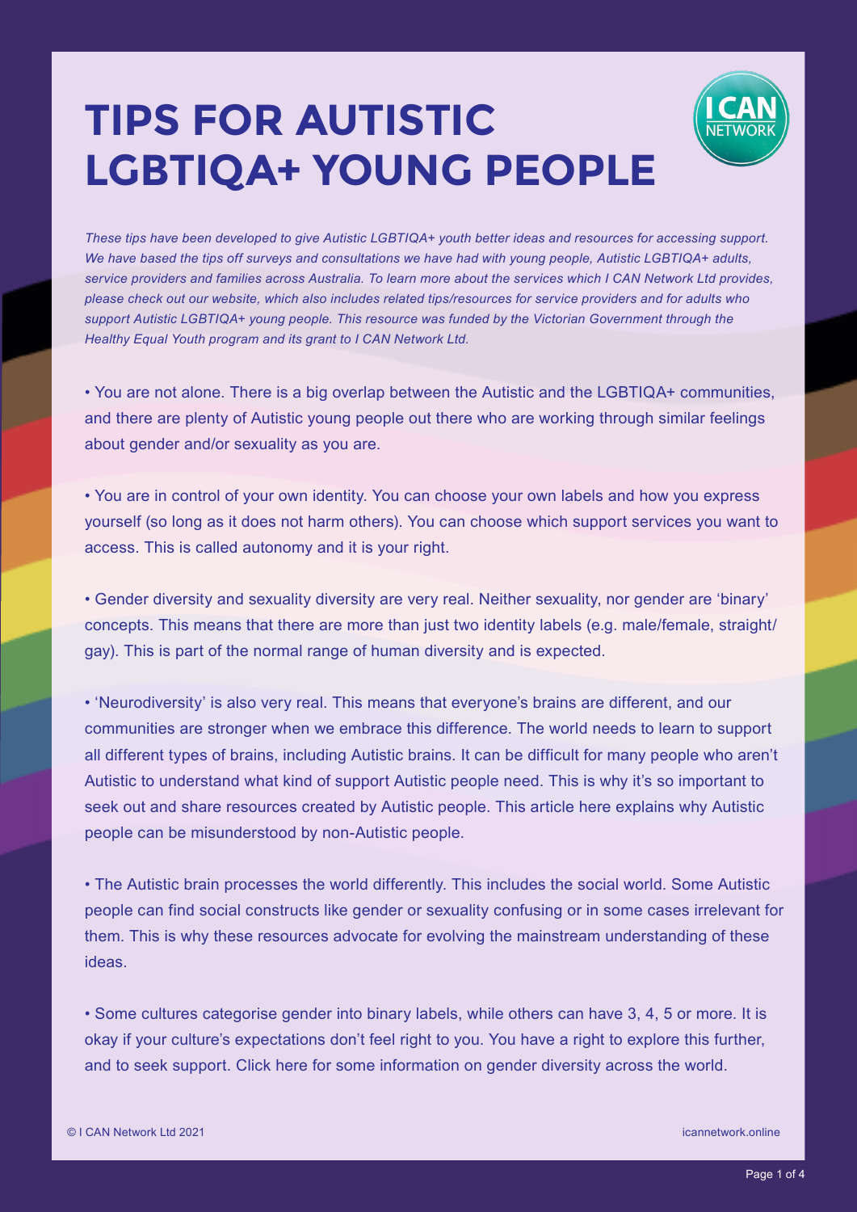# TIPS FOR AUTISTIC LGBTIQA+ YOUNG PEOPLE

*These tips have been developed to give Autistic LGBTIQA+ youth better ideas and resources for accessing support. We have based the tips off surveys and consultations we have had with young people, Autistic LGBTIQA+ adults, service providers and families across Australia. To learn more about the services which I CAN Network Ltd provides, please check out our website, which also includes related tips/resources for service providers and for adults who support Autistic LGBTIQA+ young people. This resource was funded by the Victorian Government through the Healthy Equal Youth program and its grant to I CAN Network Ltd.*

- You are not alone. There is a big overlap between the Autistic and the LGBTIQA+ communities, and there are plenty of Autistic young people out there who are working through similar feelings about gender and/or sexuality as you are.

- You are in control of your own identity. You can choose your own labels and how you express yourself (so long as it does not harm others). You can choose which support services you want to access. This is called autonomy and it is your right.

- Gender diversity and sexuality diversity are very real. Neither sexuality, nor gender are 'binary' concepts. This means that there are more than just two identity labels (e.g. male/female, straight/gay). This is part of the normal range of human diversity and is expected.

- 'Neurodiversity' is also very real. This means that everyone's brains are different, and our communities are stronger when we embrace this difference. The world needs to learn to support all different types of brains, including Autistic brains. It can be difficult for many people who aren't Autistic to understand what kind of support Autistic people need. This is why it's so important to seek out and share resources created by Autistic people. This article here explains why Autistic people can be misunderstood by non-Autistic people.

- The Autistic brain processes the world differently. This includes the social world. Some Autistic people can find social constructs like gender or sexuality confusing or in some cases irrelevant for them. This is why these resources advocate for evolving the mainstream understanding of these ideas.

- Some cultures categorise gender into binary labels, while others can have 3, 4, 5 or more. It is okay if your culture's expectations don't feel right to you. You have a right to explore this further, and to seek support. Click here for some information on gender diversity across the world.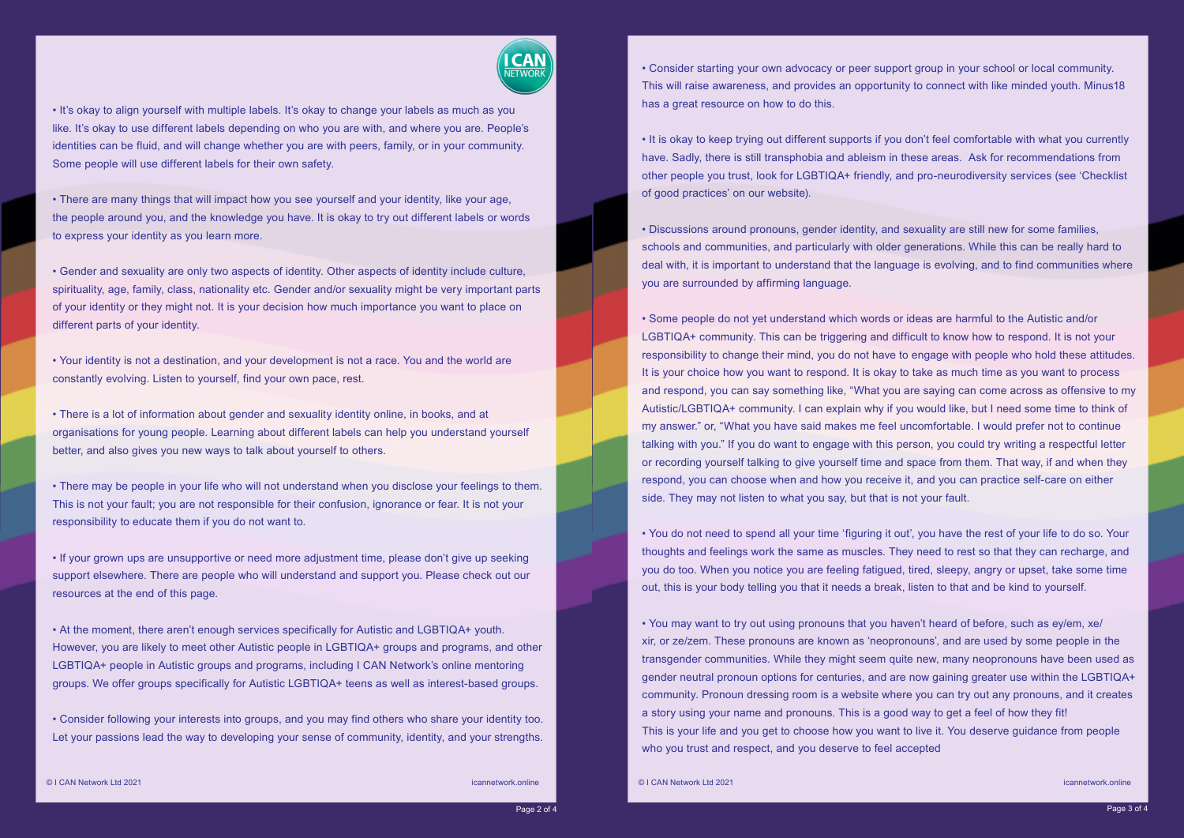- It's okay to align yourself with multiple labels. It's okay to change your labels as much as you like. It's okay to use different labels depending on who you are with, and where you are. People's identities can be fluid, and will change whether you are with peers, family, or in your community. Some people will use different labels for their own safety.

- There are many things that will impact how you see yourself and your identity, like your age, the people around you, and the knowledge you have. It is okay to try out different labels or words to express your identity as you learn more.

- Gender and sexuality are only two aspects of identity. Other aspects of identity include culture, spirituality, age, family, class, nationality etc. Gender and/or sexuality might be very important parts of your identity or they might not. It is your decision how much importance you want to place on different parts of your identity.

- Your identity is not a destination, and your development is not a race. You and the world are constantly evolving. Listen to yourself, find your own pace, rest.

- There is a lot of information about gender and sexuality identity online, in books, and at organisations for young people. Learning about different labels can help you understand yourself better, and also gives you new ways to talk about yourself to others.

- There may be people in your life who will not understand when you disclose your feelings to them. This is not your fault; you are not responsible for their confusion, ignorance or fear. It is not your responsibility to educate them if you do not want to.

- If your grown ups are unsupportive or need more adjustment time, please don't give up seeking support elsewhere. There are people who will understand and support you. Please check out our resources at the end of this page.

- At the moment, there aren't enough services specifically for Autistic and LGBTIQA+ youth. However, you are likely to meet other Autistic people in LGBTIQA+ groups and programs, and other LGBTIQA+ people in Autistic groups and programs, including I CAN Network's online mentoring groups. We offer groups specifically for Autistic LGBTIQA+ teens as well as interest-based groups.

- Consider following your interests into groups, and you may find others who share your identity too. Let your passions lead the way to developing your sense of community, identity, and your strengths.

- Consider starting your own advocacy or peer support group in your school or local community. This will raise awareness, and provides an opportunity to connect with like minded youth. Minus18 has a great resource on how to do this.

- It is okay to keep trying out different supports if you don't feel comfortable with what you currently have. Sadly, there is still transphobia and ableism in these areas. Ask for recommendations from other people you trust, look for LGBTIQA+ friendly, and pro-neurodiversity services (see 'Checklist of good practices' on our website).

- Discussions around pronouns, gender identity, and sexuality are still new for some families, schools and communities, and particularly with older generations. While this can be really hard to deal with, it is important to understand that the language is evolving, and to find communities where you are surrounded by affirming language.

- Some people do not yet understand which words or ideas are harmful to the Autistic and/or LGBTIQA+ community. This can be triggering and difficult to know how to respond. It is not your responsibility to change their mind, you do not have to engage with people who hold these attitudes. It is your choice how you want to respond. It is okay to take as much time as you want to process and respond, you can say something like, "What you are saying can come across as offensive to my Autistic/LGBTIQA+ community. I can explain why if you would like, but I need some time to think of my answer." or, "What you have said makes me feel uncomfortable. I would prefer not to continue talking with you." If you do want to engage with this person, you could try writing a respectful letter or recording yourself talking to give yourself time and space from them. That way, if and when they respond, you can choose when and how you receive it, and you can practice self-care on either side. They may not listen to what you say, but that is not your fault.

- You do not need to spend all your time 'figuring it out', you have the rest of your life to do so. Your thoughts and feelings work the same as muscles. They need to rest so that they can recharge, and you do too. When you notice you are feeling fatigued, tired, sleepy, angry or upset, take some time out, this is your body telling you that it needs a break, listen to that and be kind to yourself.

- You may want to try out using pronouns that you haven't heard of before, such as ey/em, xe/xir, or ze/zem. These pronouns are known as 'neopronouns', and are used by some people in the transgender communities. While they might seem quite new, many neopronouns have been used as gender neutral pronoun options for centuries, and are now gaining greater use within the LGBTIQA+ community. Pronoun dressing room is a website where you can try out any pronouns, and it creates a story using your name and pronouns. This is a good way to get a feel of how they fit!
This is your life and you get to choose how you want to live it. You deserve guidance from people who you trust and respect, and you deserve to feel accepted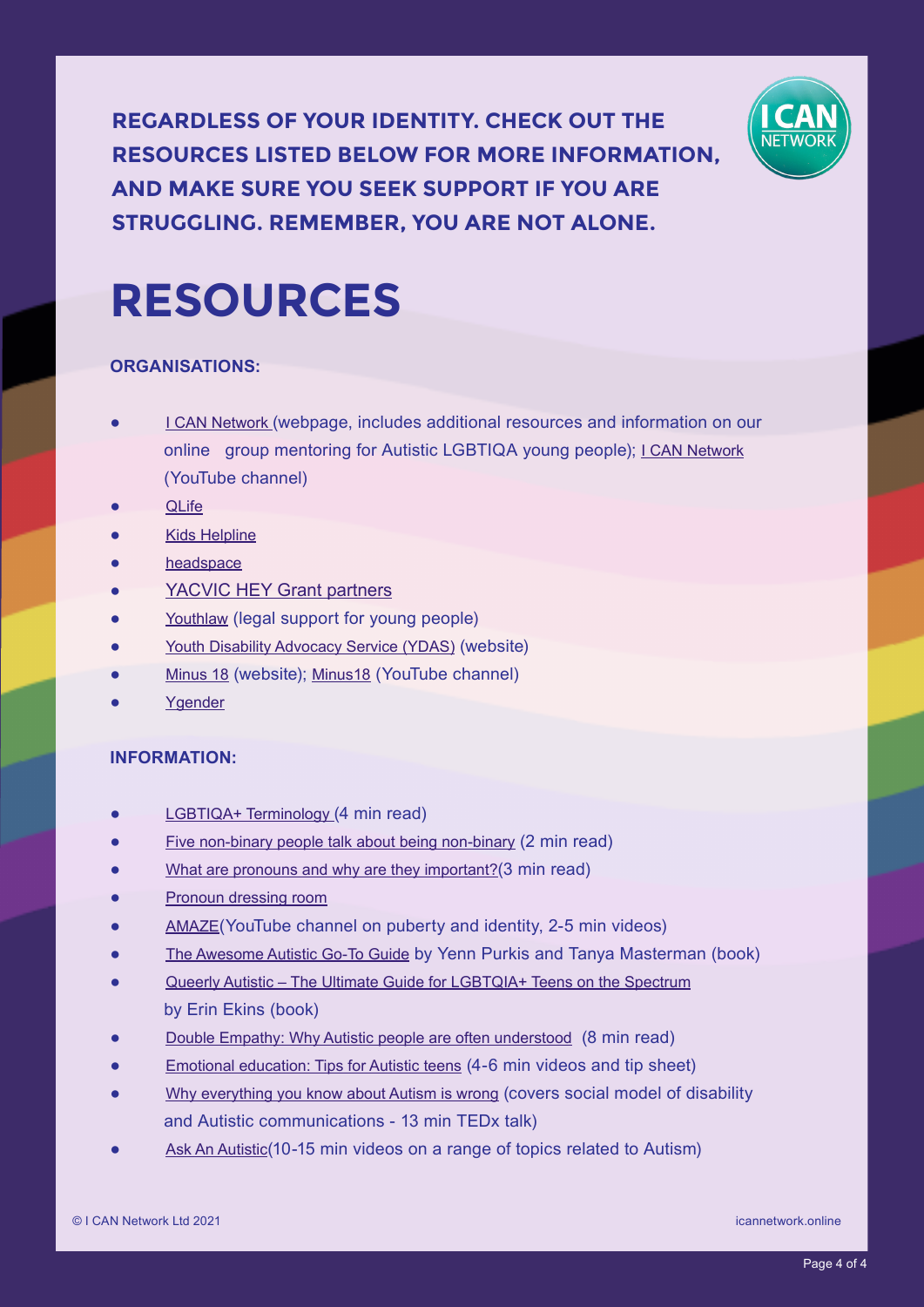**REGARDLESS OF YOUR IDENTITY. CHECK OUT THE RESOURCES LISTED BELOW FOR MORE INFORMATION, AND MAKE SURE YOU SEEK SUPPORT IF YOU ARE STRUGGLING. REMEMBER, YOU ARE NOT ALONE.**

# RESOURCES

**ORGANISATIONS:**

- I CAN Network (webpage, includes additional resources and information on our online group mentoring for Autistic LGBTIQA young people); I CAN Network (YouTube channel)
- QLife
- Kids Helpline
- headspace
- YACVIC HEY Grant partners
- Youthlaw (legal support for young people)
- Youth Disability Advocacy Service (YDAS) (website)
- Minus 18 (website); Minus18 (YouTube channel)
- Ygender

**INFORMATION:**

- LGBTIQA+ Terminology (4 min read)
- Five non-binary people talk about being non-binary (2 min read)
- What are pronouns and why are they important?(3 min read)
- Pronoun dressing room
- AMAZE(YouTube channel on puberty and identity, 2-5 min videos)
- The Awesome Autistic Go-To Guide by Yenn Purkis and Tanya Masterman (book)
- Queerly Autistic – The Ultimate Guide for LGBTQIA+ Teens on the Spectrum by Erin Ekins (book)
- Double Empathy: Why Autistic people are often understood (8 min read)
- Emotional education: Tips for Autistic teens (4-6 min videos and tip sheet)
- Why everything you know about Autism is wrong (covers social model of disability and Autistic communications - 13 min TEDx talk)
- Ask An Autistic(10-15 min videos on a range of topics related to Autism)

© I CAN Network Ltd 2021

icannetwork.online